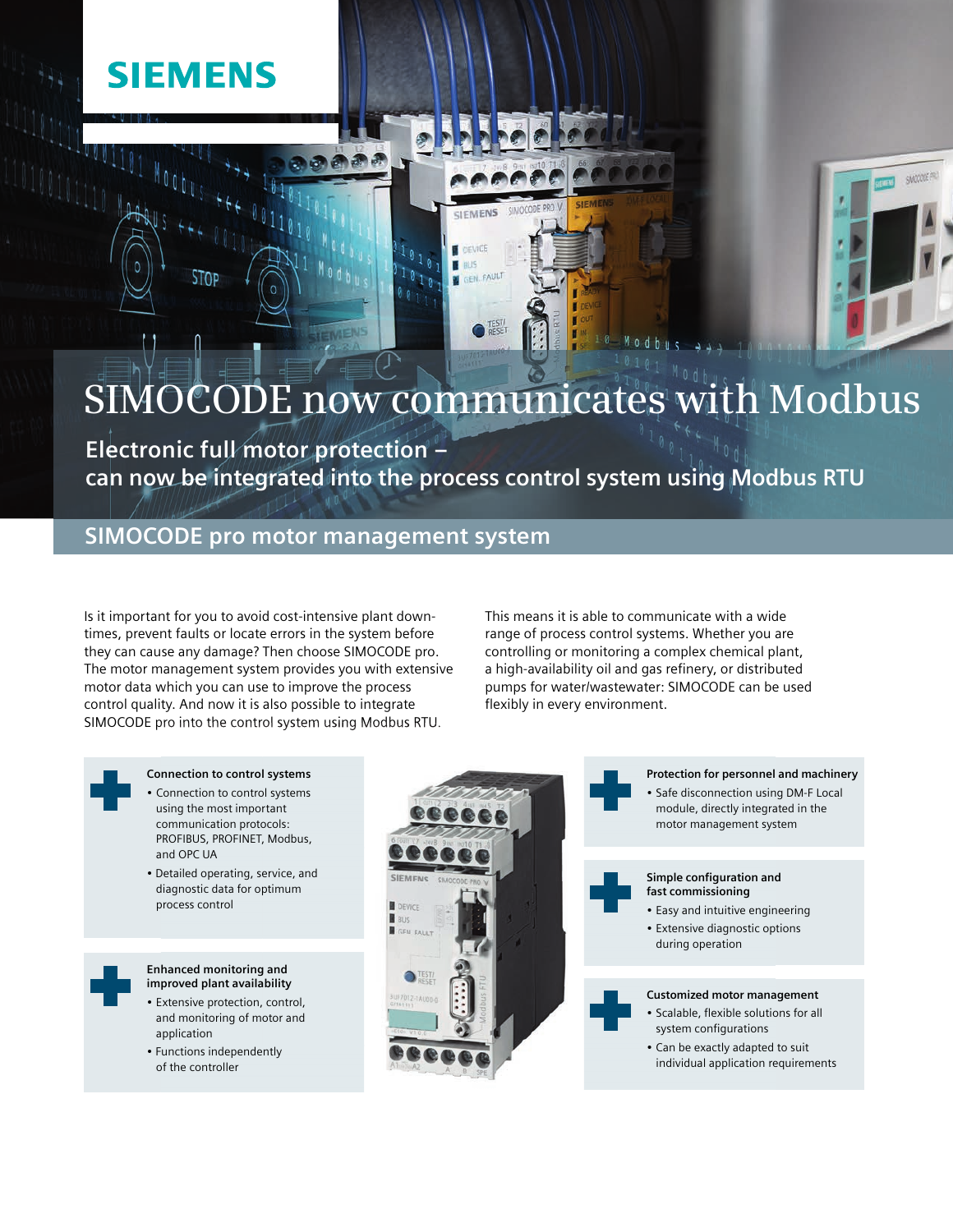SIEMENS

# SIMOCODE now communicates with Modbus

**Electronic full motor protection – can now be integrated into the process control system using Modbus RTU**

## SIMOCODE pro motor management system

Is it important for you to avoid cost-intensive plant downtimes, prevent faults or locate errors in the system before they can cause any damage? Then choose SIMOCODE pro. The motor management system provides you with extensive motor data which you can use to improve the process control quality. And now it is also possible to integrate SIMOCODE pro into the control system using Modbus RTU.

This means it is able to communicate with a wide range of process control systems. Whether you are controlling or monitoring a complex chemical plant, a high-availability oil and gas refinery, or distributed pumps for water/wastewater: SIMOCODE can be used flexibly in every environment.

### Connection to control systems

- Connection to control systems using the most important communication protocols: PROFIBUS, PROFINET, Modbus, and OPC UA
- Detailed operating, service, and diagnostic data for optimum process control

### Enhanced monitoring and improved plant availability

- Extensive protection, control, and monitoring of motor and application
- Functions independently of the controller

### Protection for personnel and machinery

- Safe disconnection using DM-F Local module, directly integrated in the motor management system

### Simple configuration and fast commissioning

- Easy and intuitive engineering
- Extensive diagnostic options during operation

### Customized motor management

- Scalable, flexible solutions for all system configurations
- Can be exactly adapted to suit individual application requirements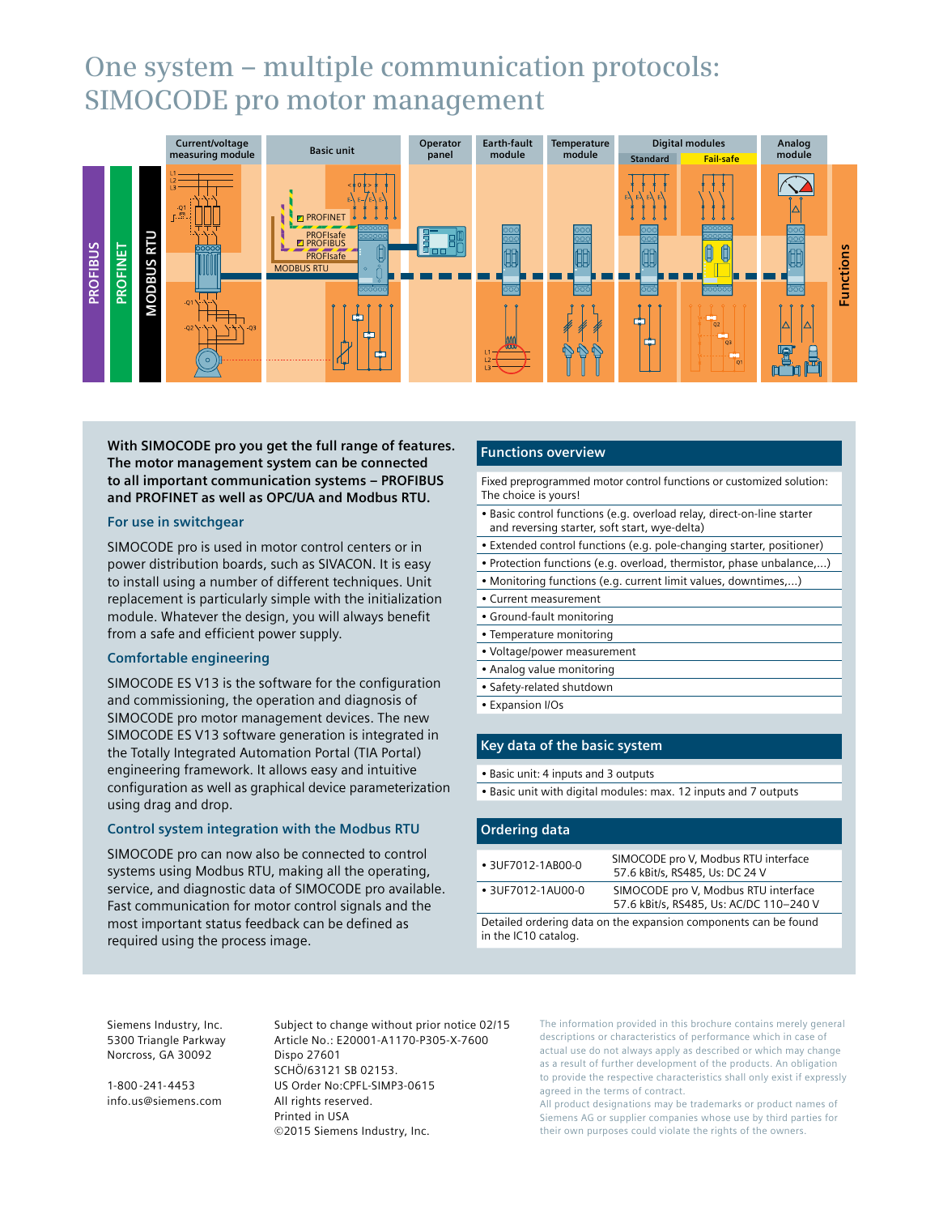# One system – multiple communication protocols: SIMOCODE pro motor management

Current/voltage measuring module
Basic unit
Operator panel
Earth-fault module
Temperature module
Digital modules
Standard
Fail-safe
Analog module
PROFIBUS
PROFINET
MODBUS RTU
PROFINET
PROFIsafe
PROFIBUS
PROFIsafe
MODBUS RTU
Functions

**With SIMOCODE pro you get the full range of features. The motor management system can be connected to all important communication systems – PROFIBUS and PROFINET as well as OPC/UA and Modbus RTU.**

### For use in switchgear

SIMOCODE pro is used in motor control centers or in power distribution boards, such as SIVACON. It is easy to install using a number of different techniques. Unit replacement is particularly simple with the initialization module. Whatever the design, you will always benefit from a safe and efficient power supply.

### Comfortable engineering

SIMOCODE ES V13 is the software for the configuration and commissioning, the operation and diagnosis of SIMOCODE pro motor management devices. The new SIMOCODE ES V13 software generation is integrated in the Totally Integrated Automation Portal (TIA Portal) engineering framework. It allows easy and intuitive configuration as well as graphical device parameterization using drag and drop.

### Control system integration with the Modbus RTU

SIMOCODE pro can now also be connected to control systems using Modbus RTU, making all the operating, service, and diagnostic data of SIMOCODE pro available. Fast communication for motor control signals and the most important status feedback can be defined as required using the process image.

## Functions overview

Fixed preprogrammed motor control functions or customized solution: The choice is yours!

- Basic control functions (e.g. overload relay, direct-on-line starter and reversing starter, soft start, wye-delta)
- Extended control functions (e.g. pole-changing starter, positioner)
- Protection functions (e.g. overload, thermistor, phase unbalance,...)
- Monitoring functions (e.g. current limit values, downtimes,...)
- Current measurement
- Ground-fault monitoring
- Temperature monitoring
- Voltage/power measurement
- Analog value monitoring
- Safety-related shutdown
- Expansion I/Os

## Key data of the basic system

- Basic unit: 4 inputs and 3 outputs
- Basic unit with digital modules: max. 12 inputs and 7 outputs

## Ordering data

| | |
|---|---|
| • 3UF7012-1AB00-0 | SIMOCODE pro V, Modbus RTU interface 57.6 kBit/s, RS485, Us: DC 24 V |
| • 3UF7012-1AU00-0 | SIMOCODE pro V, Modbus RTU interface 57.6 kBit/s, RS485, Us: AC/DC 110–240 V |

Detailed ordering data on the expansion components can be found in the IC10 catalog.

Siemens Industry, Inc.
5300 Triangle Parkway
Norcross, GA 30092

1-800-241-4453
info.us@siemens.com

Subject to change without prior notice 02/15
Article No.: E20001-A1170-P305-X-7600
Dispo 27601
SCHÖ/63121 SB 02153.
US Order No:CPFL-SIMP3-0615
All rights reserved.
Printed in USA
©2015 Siemens Industry, Inc.

The information provided in this brochure contains merely general descriptions or characteristics of performance which in case of actual use do not always apply as described or which may change as a result of further development of the products. An obligation to provide the respective characteristics shall only exist if expressly agreed in the terms of contract.
All product designations may be trademarks or product names of Siemens AG or supplier companies whose use by third parties for their own purposes could violate the rights of the owners.